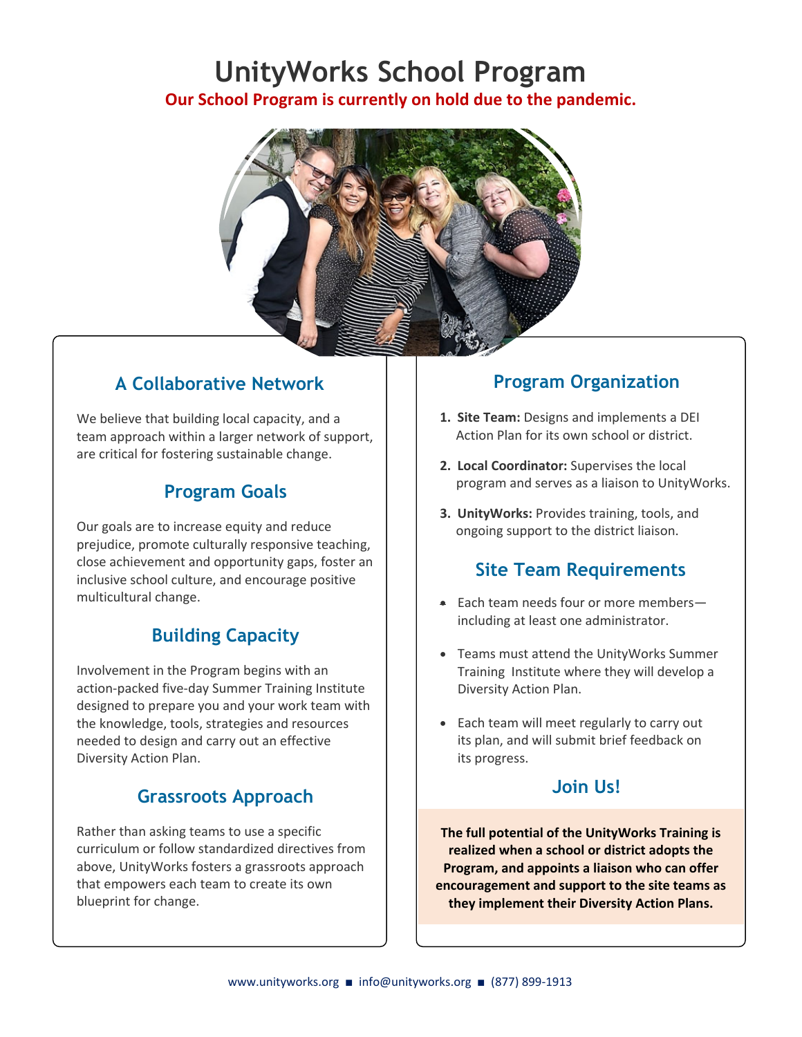# UnityWorks School Program

**Our School Program is currently on hold due to the pandemic.**

## A Collaborative Network

We believe that building local capacity, and a team approach within a larger network of support, are critical for fostering sustainable change.

## Program Goals

Our goals are to increase equity and reduce prejudice, promote culturally responsive teaching, close achievement and opportunity gaps, foster an inclusive school culture, and encourage positive multicultural change.

## Building Capacity

Involvement in the Program begins with an action-packed five-day Summer Training Institute designed to prepare you and your work team with the knowledge, tools, strategies and resources needed to design and carry out an effective Diversity Action Plan.

## Grassroots Approach

Rather than asking teams to use a specific curriculum or follow standardized directives from above, UnityWorks fosters a grassroots approach that empowers each team to create its own blueprint for change.

## Program Organization

1. **Site Team:** Designs and implements a DEI Action Plan for its own school or district.
2. **Local Coordinator:** Supervises the local program and serves as a liaison to UnityWorks.
3. **UnityWorks:** Provides training, tools, and ongoing support to the district liaison.

## Site Team Requirements

- Each team needs four or more members—including at least one administrator.
- Teams must attend the UnityWorks Summer Training Institute where they will develop a Diversity Action Plan.
- Each team will meet regularly to carry out its plan, and will submit brief feedback on its progress.

## Join Us!

**The full potential of the UnityWorks Training is realized when a school or district adopts the Program, and appoints a liaison who can offer encouragement and support to the site teams as they implement their Diversity Action Plans.**

www.unityworks.org ■ info@unityworks.org ■ (877) 899-1913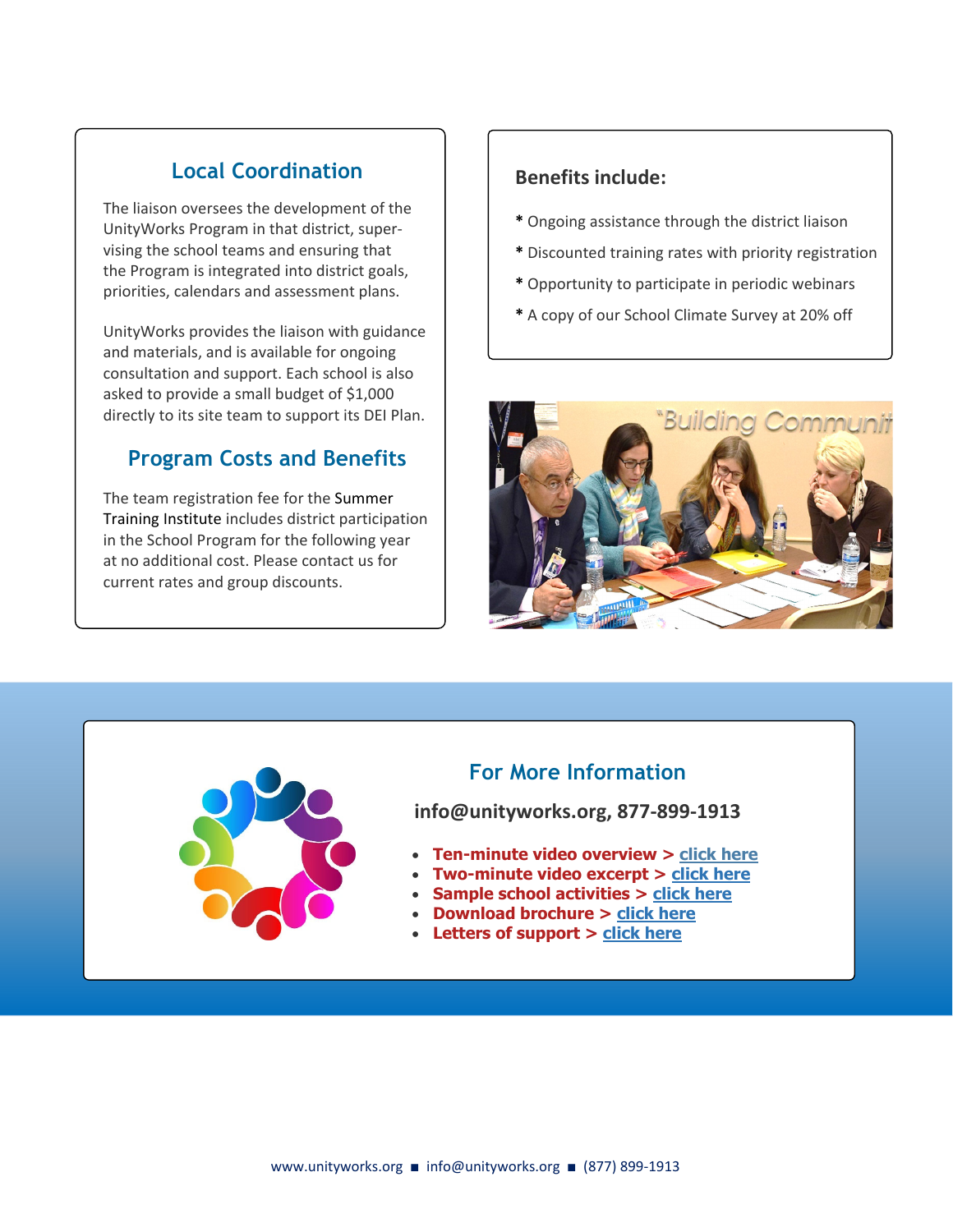## Local Coordination

The liaison oversees the development of the UnityWorks Program in that district, supervising the school teams and ensuring that the Program is integrated into district goals, priorities, calendars and assessment plans.

UnityWorks provides the liaison with guidance and materials, and is available for ongoing consultation and support. Each school is also asked to provide a small budget of $1,000 directly to its site team to support its DEI Plan.

## Program Costs and Benefits

The team registration fee for the Summer Training Institute includes district participation in the School Program for the following year at no additional cost. Please contact us for current rates and group discounts.

### Benefits include:

* Ongoing assistance through the district liaison
* Discounted training rates with priority registration
* Opportunity to participate in periodic webinars
* A copy of our School Climate Survey at 20% off

## For More Information

**info@unityworks.org, 877-899-1913**

- **Ten-minute video overview >** click here
- **Two-minute video excerpt >** click here
- **Sample school activities >** click here
- **Download brochure >** click here
- **Letters of support >** click here

www.unityworks.org ■ info@unityworks.org ■ (877) 899-1913